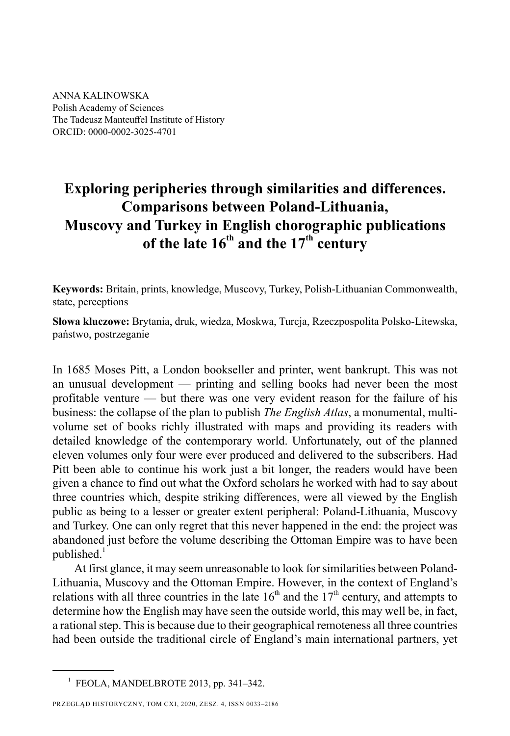ANNA KALINOWSKA
Polish Academy of Sciences
The Tadeusz Manteuffel Institute of History
ORCID: 0000-0002-3025-4701

# Exploring peripheries through similarities and differences. Comparisons between Poland-Lithuania, Muscovy and Turkey in English chorographic publications of the late 16th and the 17th century

**Keywords:** Britain, prints, knowledge, Muscovy, Turkey, Polish-Lithuanian Commonwealth, state, perceptions

**Słowa kluczowe:** Brytania, druk, wiedza, Moskwa, Turcja, Rzeczpospolita Polsko-Litewska, państwo, postrzeganie

In 1685 Moses Pitt, a London bookseller and printer, went bankrupt. This was not an unusual development — printing and selling books had never been the most profitable venture — but there was one very evident reason for the failure of his business: the collapse of the plan to publish *The English Atlas*, a monumental, multi-volume set of books richly illustrated with maps and providing its readers with detailed knowledge of the contemporary world. Unfortunately, out of the planned eleven volumes only four were ever produced and delivered to the subscribers. Had Pitt been able to continue his work just a bit longer, the readers would have been given a chance to find out what the Oxford scholars he worked with had to say about three countries which, despite striking differences, were all viewed by the English public as being to a lesser or greater extent peripheral: Poland-Lithuania, Muscovy and Turkey. One can only regret that this never happened in the end: the project was abandoned just before the volume describing the Ottoman Empire was to have been published.[1]

At first glance, it may seem unreasonable to look for similarities between Poland-Lithuania, Muscovy and the Ottoman Empire. However, in the context of England's relations with all three countries in the late 16th and the 17th century, and attempts to determine how the English may have seen the outside world, this may well be, in fact, a rational step. This is because due to their geographical remoteness all three countries had been outside the traditional circle of England's main international partners, yet

---

[1] FEOLA, MANDELBROTE 2013, pp. 341–342.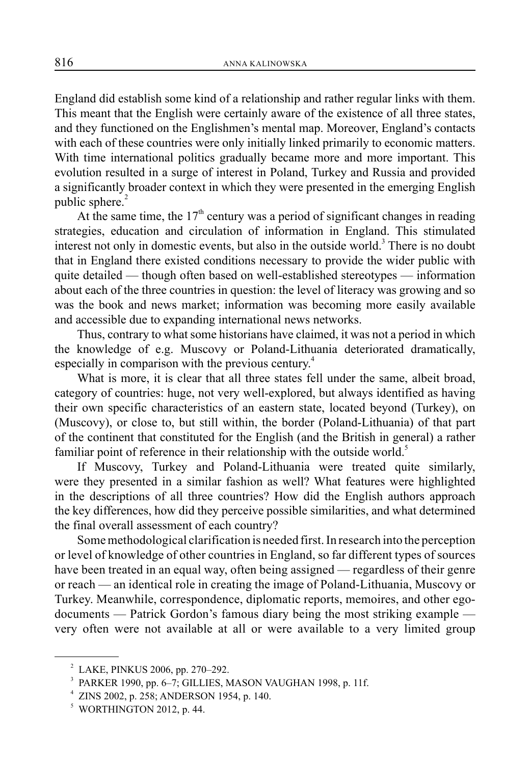England did establish some kind of a relationship and rather regular links with them. This meant that the English were certainly aware of the existence of all three states, and they functioned on the Englishmen's mental map. Moreover, England's contacts with each of these countries were only initially linked primarily to economic matters. With time international politics gradually became more and more important. This evolution resulted in a surge of interest in Poland, Turkey and Russia and provided a significantly broader context in which they were presented in the emerging English public sphere.[2]

At the same time, the 17th century was a period of significant changes in reading strategies, education and circulation of information in England. This stimulated interest not only in domestic events, but also in the outside world.[3] There is no doubt that in England there existed conditions necessary to provide the wider public with quite detailed — though often based on well-established stereotypes — information about each of the three countries in question: the level of literacy was growing and so was the book and news market; information was becoming more easily available and accessible due to expanding international news networks.

Thus, contrary to what some historians have claimed, it was not a period in which the knowledge of e.g. Muscovy or Poland-Lithuania deteriorated dramatically, especially in comparison with the previous century.[4]

What is more, it is clear that all three states fell under the same, albeit broad, category of countries: huge, not very well-explored, but always identified as having their own specific characteristics of an eastern state, located beyond (Turkey), on (Muscovy), or close to, but still within, the border (Poland-Lithuania) of that part of the continent that constituted for the English (and the British in general) a rather familiar point of reference in their relationship with the outside world.[5]

If Muscovy, Turkey and Poland-Lithuania were treated quite similarly, were they presented in a similar fashion as well? What features were highlighted in the descriptions of all three countries? How did the English authors approach the key differences, how did they perceive possible similarities, and what determined the final overall assessment of each country?

Some methodological clarification is needed first. In research into the perception or level of knowledge of other countries in England, so far different types of sources have been treated in an equal way, often being assigned — regardless of their genre or reach — an identical role in creating the image of Poland-Lithuania, Muscovy or Turkey. Meanwhile, correspondence, diplomatic reports, memoires, and other ego-documents — Patrick Gordon's famous diary being the most striking example — very often were not available at all or were available to a very limited group

---

[2] LAKE, PINKUS 2006, pp. 270–292.

[3] PARKER 1990, pp. 6–7; GILLIES, MASON VAUGHAN 1998, p. 11f.

[4] ZINS 2002, p. 258; ANDERSON 1954, p. 140.

[5] WORTHINGTON 2012, p. 44.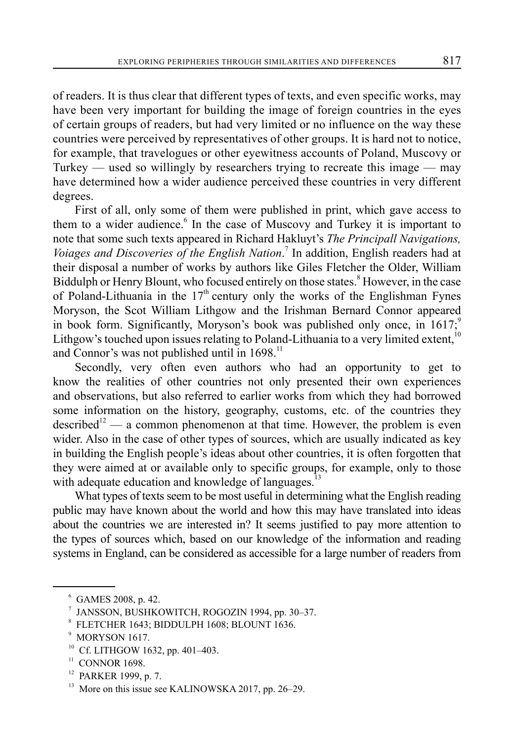of readers. It is thus clear that different types of texts, and even specific works, may have been very important for building the image of foreign countries in the eyes of certain groups of readers, but had very limited or no influence on the way these countries were perceived by representatives of other groups. It is hard not to notice, for example, that travelogues or other eyewitness accounts of Poland, Muscovy or Turkey — used so willingly by researchers trying to recreate this image — may have determined how a wider audience perceived these countries in very different degrees.

First of all, only some of them were published in print, which gave access to them to a wider audience.[6] In the case of Muscovy and Turkey it is important to note that some such texts appeared in Richard Hakluyt's *The Principall Navigations, Voiages and Discoveries of the English Nation*.[7] In addition, English readers had at their disposal a number of works by authors like Giles Fletcher the Older, William Biddulph or Henry Blount, who focused entirely on those states.[8] However, in the case of Poland-Lithuania in the 17th century only the works of the Englishman Fynes Moryson, the Scot William Lithgow and the Irishman Bernard Connor appeared in book form. Significantly, Moryson's book was published only once, in 1617;[9] Lithgow's touched upon issues relating to Poland-Lithuania to a very limited extent,[10] and Connor's was not published until in 1698.[11]

Secondly, very often even authors who had an opportunity to get to know the realities of other countries not only presented their own experiences and observations, but also referred to earlier works from which they had borrowed some information on the history, geography, customs, etc. of the countries they described[12] — a common phenomenon at that time. However, the problem is even wider. Also in the case of other types of sources, which are usually indicated as key in building the English people's ideas about other countries, it is often forgotten that they were aimed at or available only to specific groups, for example, only to those with adequate education and knowledge of languages.[13]

What types of texts seem to be most useful in determining what the English reading public may have known about the world and how this may have translated into ideas about the countries we are interested in? It seems justified to pay more attention to the types of sources which, based on our knowledge of the information and reading systems in England, can be considered as accessible for a large number of readers from

---

[6] GAMES 2008, p. 42.

[7] JANSSON, BUSHKOWITCH, ROGOZIN 1994, pp. 30–37.

[8] FLETCHER 1643; BIDDULPH 1608; BLOUNT 1636.

[9] MORYSON 1617.

[10] Cf. LITHGOW 1632, pp. 401–403.

[11] CONNOR 1698.

[12] PARKER 1999, p. 7.

[13] More on this issue see KALINOWSKA 2017, pp. 26–29.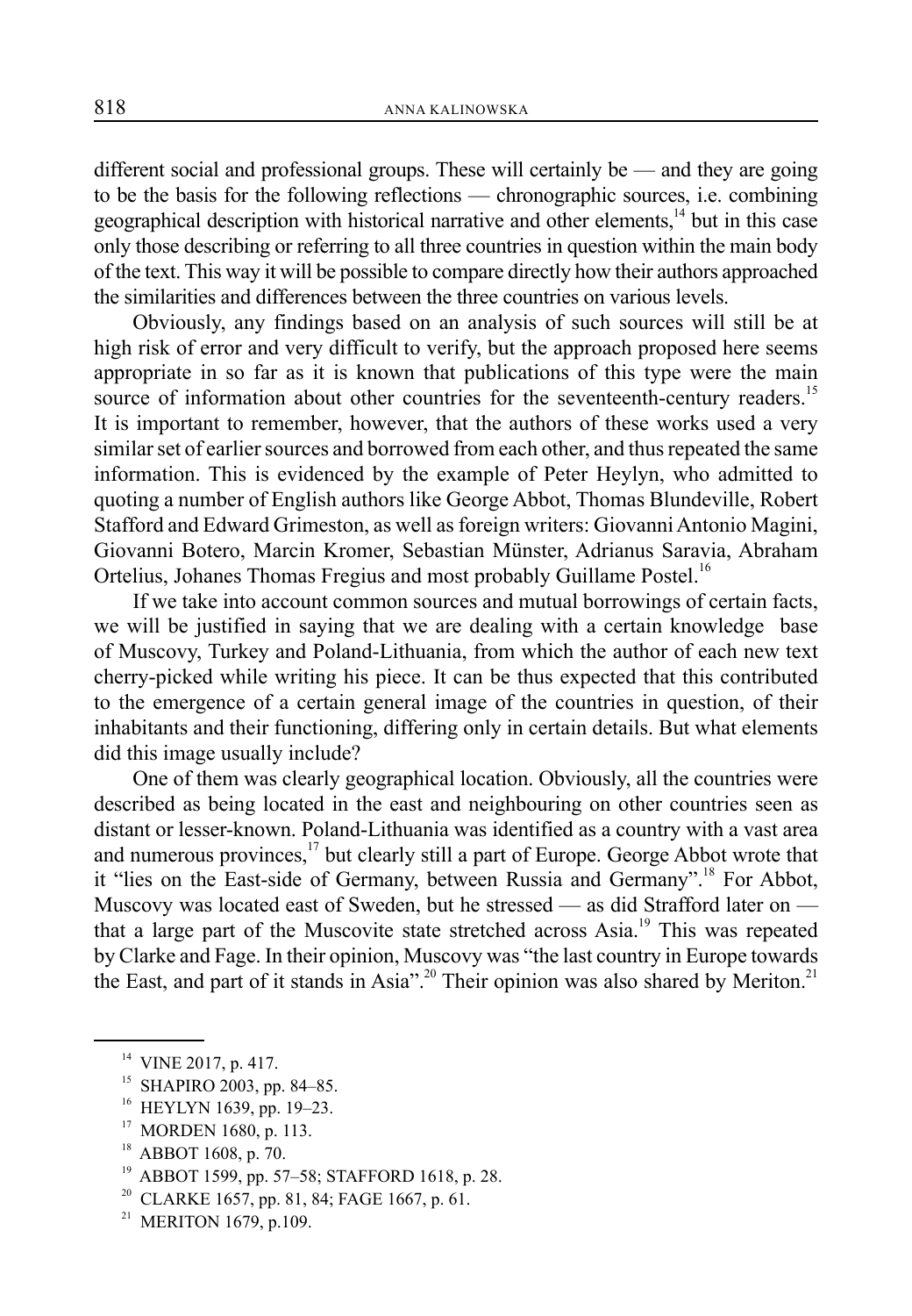different social and professional groups. These will certainly be — and they are going to be the basis for the following reflections — chronographic sources, i.e. combining geographical description with historical narrative and other elements,[14] but in this case only those describing or referring to all three countries in question within the main body of the text. This way it will be possible to compare directly how their authors approached the similarities and differences between the three countries on various levels.

Obviously, any findings based on an analysis of such sources will still be at high risk of error and very difficult to verify, but the approach proposed here seems appropriate in so far as it is known that publications of this type were the main source of information about other countries for the seventeenth-century readers.[15] It is important to remember, however, that the authors of these works used a very similar set of earlier sources and borrowed from each other, and thus repeated the same information. This is evidenced by the example of Peter Heylyn, who admitted to quoting a number of English authors like George Abbot, Thomas Blundeville, Robert Stafford and Edward Grimeston, as well as foreign writers: Giovanni Antonio Magini, Giovanni Botero, Marcin Kromer, Sebastian Münster, Adrianus Saravia, Abraham Ortelius, Johanes Thomas Fregius and most probably Guillame Postel.[16]

If we take into account common sources and mutual borrowings of certain facts, we will be justified in saying that we are dealing with a certain knowledge base of Muscovy, Turkey and Poland-Lithuania, from which the author of each new text cherry-picked while writing his piece. It can be thus expected that this contributed to the emergence of a certain general image of the countries in question, of their inhabitants and their functioning, differing only in certain details. But what elements did this image usually include?

One of them was clearly geographical location. Obviously, all the countries were described as being located in the east and neighbouring on other countries seen as distant or lesser-known. Poland-Lithuania was identified as a country with a vast area and numerous provinces,[17] but clearly still a part of Europe. George Abbot wrote that it "lies on the East-side of Germany, between Russia and Germany".[18] For Abbot, Muscovy was located east of Sweden, but he stressed — as did Strafford later on — that a large part of the Muscovite state stretched across Asia.[19] This was repeated by Clarke and Fage. In their opinion, Muscovy was "the last country in Europe towards the East, and part of it stands in Asia".[20] Their opinion was also shared by Meriton.[21]

---

[14] VINE 2017, p. 417.

[15] SHAPIRO 2003, pp. 84–85.

[16] HEYLYN 1639, pp. 19–23.

[17] MORDEN 1680, p. 113.

[18] ABBOT 1608, p. 70.

[19] ABBOT 1599, pp. 57–58; STAFFORD 1618, p. 28.

[20] CLARKE 1657, pp. 81, 84; FAGE 1667, p. 61.

[21] MERITON 1679, p.109.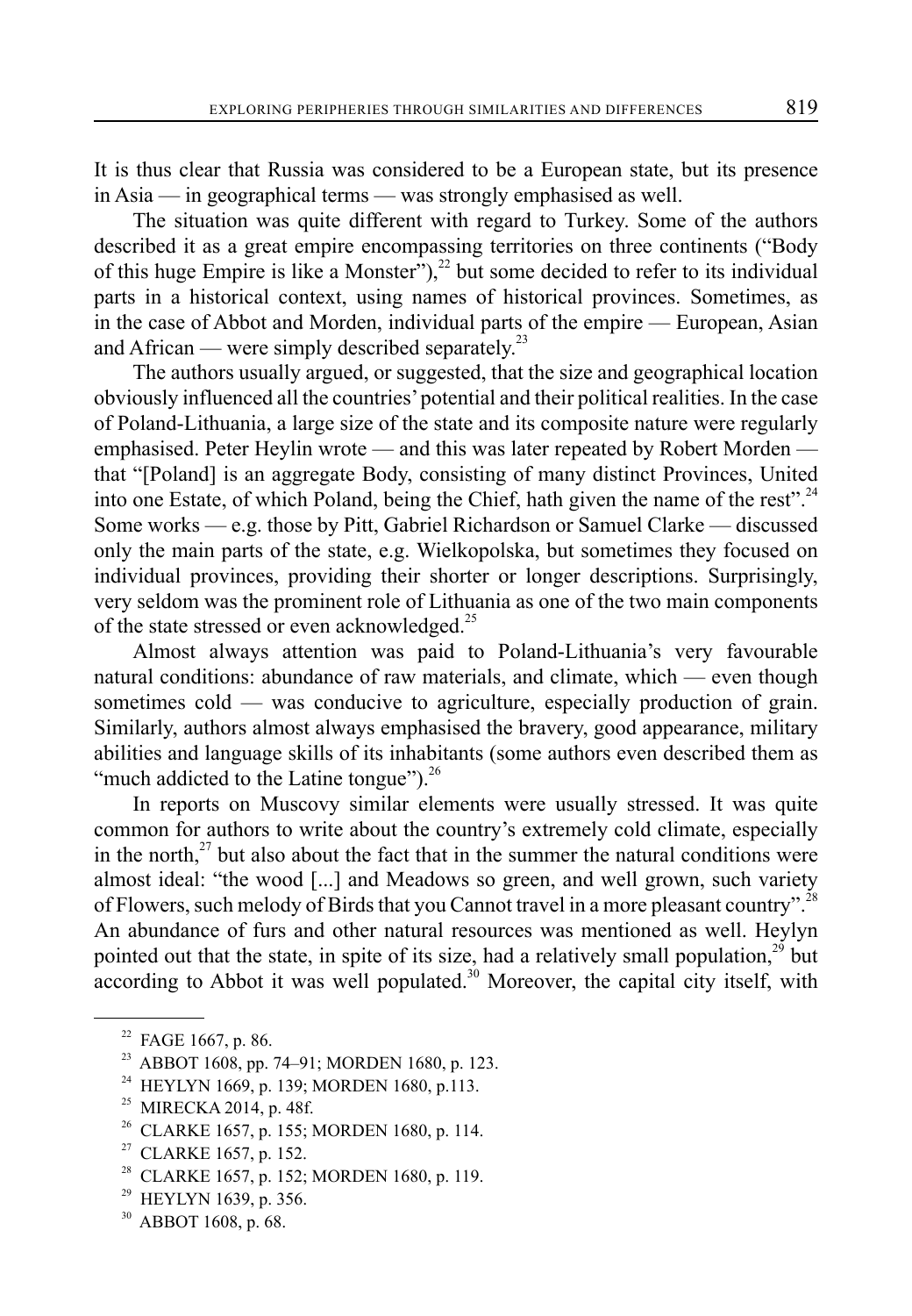It is thus clear that Russia was considered to be a European state, but its presence in Asia — in geographical terms — was strongly emphasised as well.

The situation was quite different with regard to Turkey. Some of the authors described it as a great empire encompassing territories on three continents ("Body of this huge Empire is like a Monster"),[22] but some decided to refer to its individual parts in a historical context, using names of historical provinces. Sometimes, as in the case of Abbot and Morden, individual parts of the empire — European, Asian and African — were simply described separately.[23]

The authors usually argued, or suggested, that the size and geographical location obviously influenced all the countries' potential and their political realities. In the case of Poland-Lithuania, a large size of the state and its composite nature were regularly emphasised. Peter Heylin wrote — and this was later repeated by Robert Morden — that "[Poland] is an aggregate Body, consisting of many distinct Provinces, United into one Estate, of which Poland, being the Chief, hath given the name of the rest".[24] Some works — e.g. those by Pitt, Gabriel Richardson or Samuel Clarke — discussed only the main parts of the state, e.g. Wielkopolska, but sometimes they focused on individual provinces, providing their shorter or longer descriptions. Surprisingly, very seldom was the prominent role of Lithuania as one of the two main components of the state stressed or even acknowledged.[25]

Almost always attention was paid to Poland-Lithuania's very favourable natural conditions: abundance of raw materials, and climate, which — even though sometimes cold — was conducive to agriculture, especially production of grain. Similarly, authors almost always emphasised the bravery, good appearance, military abilities and language skills of its inhabitants (some authors even described them as "much addicted to the Latine tongue").[26]

In reports on Muscovy similar elements were usually stressed. It was quite common for authors to write about the country's extremely cold climate, especially in the north,[27] but also about the fact that in the summer the natural conditions were almost ideal: "the wood [...] and Meadows so green, and well grown, such variety of Flowers, such melody of Birds that you Cannot travel in a more pleasant country".[28] An abundance of furs and other natural resources was mentioned as well. Heylyn pointed out that the state, in spite of its size, had a relatively small population,[29] but according to Abbot it was well populated.[30] Moreover, the capital city itself, with

---

[22] FAGE 1667, p. 86.

[23] ABBOT 1608, pp. 74–91; MORDEN 1680, p. 123.

[24] HEYLYN 1669, p. 139; MORDEN 1680, p.113.

[25] MIRECKA 2014, p. 48f.

[26] CLARKE 1657, p. 155; MORDEN 1680, p. 114.

[27] CLARKE 1657, p. 152.

[28] CLARKE 1657, p. 152; MORDEN 1680, p. 119.

[29] HEYLYN 1639, p. 356.

[30] ABBOT 1608, p. 68.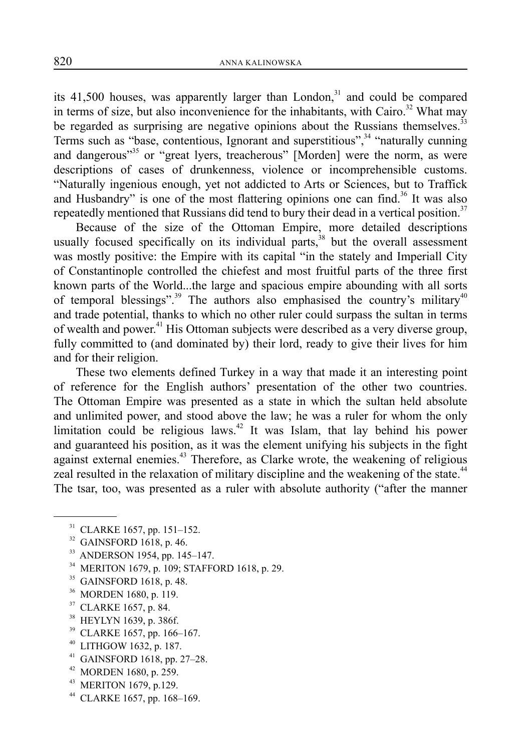its 41,500 houses, was apparently larger than London,[31] and could be compared in terms of size, but also inconvenience for the inhabitants, with Cairo.[32] What may be regarded as surprising are negative opinions about the Russians themselves.[33] Terms such as "base, contentious, Ignorant and superstitious",[34] "naturally cunning and dangerous"[35] or "great lyers, treacherous" [Morden] were the norm, as were descriptions of cases of drunkenness, violence or incomprehensible customs. "Naturally ingenious enough, yet not addicted to Arts or Sciences, but to Traffick and Husbandry" is one of the most flattering opinions one can find.[36] It was also repeatedly mentioned that Russians did tend to bury their dead in a vertical position.[37]

Because of the size of the Ottoman Empire, more detailed descriptions usually focused specifically on its individual parts,[38] but the overall assessment was mostly positive: the Empire with its capital "in the stately and Imperiall City of Constantinople controlled the chiefest and most fruitful parts of the three first known parts of the World...the large and spacious empire abounding with all sorts of temporal blessings".[39] The authors also emphasised the country's military[40] and trade potential, thanks to which no other ruler could surpass the sultan in terms of wealth and power.[41] His Ottoman subjects were described as a very diverse group, fully committed to (and dominated by) their lord, ready to give their lives for him and for their religion.

These two elements defined Turkey in a way that made it an interesting point of reference for the English authors' presentation of the other two countries. The Ottoman Empire was presented as a state in which the sultan held absolute and unlimited power, and stood above the law; he was a ruler for whom the only limitation could be religious laws.[42] It was Islam, that lay behind his power and guaranteed his position, as it was the element unifying his subjects in the fight against external enemies.[43] Therefore, as Clarke wrote, the weakening of religious zeal resulted in the relaxation of military discipline and the weakening of the state.[44] The tsar, too, was presented as a ruler with absolute authority ("after the manner

---

[31] CLARKE 1657, pp. 151–152.

[32] GAINSFORD 1618, p. 46.

[33] ANDERSON 1954, pp. 145–147.

[34] MERITON 1679, p. 109; STAFFORD 1618, p. 29.

[35] GAINSFORD 1618, p. 48.

[36] MORDEN 1680, p. 119.

[37] CLARKE 1657, p. 84.

[38] HEYLYN 1639, p. 386f.

[39] CLARKE 1657, pp. 166–167.

[40] LITHGOW 1632, p. 187.

[41] GAINSFORD 1618, pp. 27–28.

[42] MORDEN 1680, p. 259.

[43] MERITON 1679, p.129.

[44] CLARKE 1657, pp. 168–169.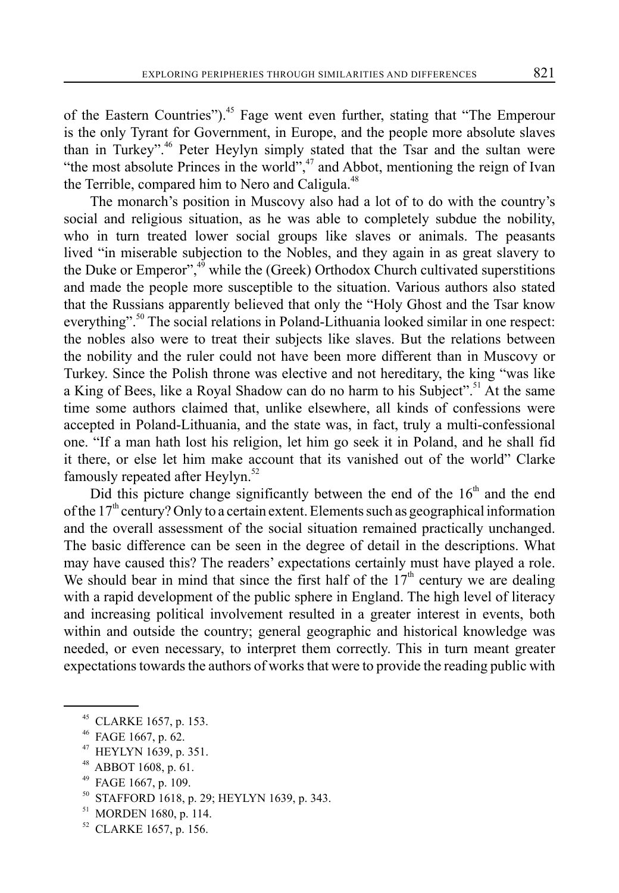of the Eastern Countries").[45] Fage went even further, stating that "The Emperour is the only Tyrant for Government, in Europe, and the people more absolute slaves than in Turkey".[46] Peter Heylyn simply stated that the Tsar and the sultan were "the most absolute Princes in the world",[47] and Abbot, mentioning the reign of Ivan the Terrible, compared him to Nero and Caligula.[48]

The monarch's position in Muscovy also had a lot of to do with the country's social and religious situation, as he was able to completely subdue the nobility, who in turn treated lower social groups like slaves or animals. The peasants lived "in miserable subjection to the Nobles, and they again in as great slavery to the Duke or Emperor",[49] while the (Greek) Orthodox Church cultivated superstitions and made the people more susceptible to the situation. Various authors also stated that the Russians apparently believed that only the "Holy Ghost and the Tsar know everything".[50] The social relations in Poland-Lithuania looked similar in one respect: the nobles also were to treat their subjects like slaves. But the relations between the nobility and the ruler could not have been more different than in Muscovy or Turkey. Since the Polish throne was elective and not hereditary, the king "was like a King of Bees, like a Royal Shadow can do no harm to his Subject".[51] At the same time some authors claimed that, unlike elsewhere, all kinds of confessions were accepted in Poland-Lithuania, and the state was, in fact, truly a multi-confessional one. "If a man hath lost his religion, let him go seek it in Poland, and he shall fid it there, or else let him make account that its vanished out of the world" Clarke famously repeated after Heylyn.[52]

Did this picture change significantly between the end of the 16th and the end of the 17th century? Only to a certain extent. Elements such as geographical information and the overall assessment of the social situation remained practically unchanged. The basic difference can be seen in the degree of detail in the descriptions. What may have caused this? The readers' expectations certainly must have played a role. We should bear in mind that since the first half of the 17th century we are dealing with a rapid development of the public sphere in England. The high level of literacy and increasing political involvement resulted in a greater interest in events, both within and outside the country; general geographic and historical knowledge was needed, or even necessary, to interpret them correctly. This in turn meant greater expectations towards the authors of works that were to provide the reading public with

---

[45] CLARKE 1657, p. 153.

[46] FAGE 1667, p. 62.

[47] HEYLYN 1639, p. 351.

[48] ABBOT 1608, p. 61.

[49] FAGE 1667, p. 109.

[50] STAFFORD 1618, p. 29; HEYLYN 1639, p. 343.

[51] MORDEN 1680, p. 114.

[52] CLARKE 1657, p. 156.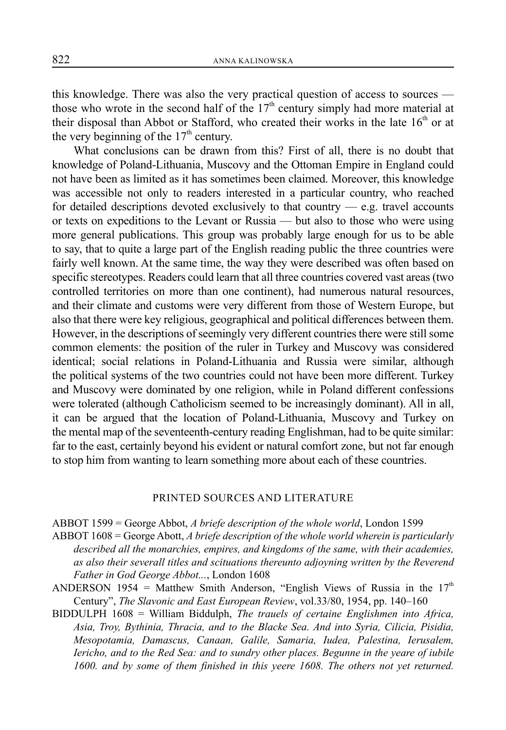this knowledge. There was also the very practical question of access to sources — those who wrote in the second half of the 17th century simply had more material at their disposal than Abbot or Stafford, who created their works in the late 16th or at the very beginning of the 17th century.

What conclusions can be drawn from this? First of all, there is no doubt that knowledge of Poland-Lithuania, Muscovy and the Ottoman Empire in England could not have been as limited as it has sometimes been claimed. Moreover, this knowledge was accessible not only to readers interested in a particular country, who reached for detailed descriptions devoted exclusively to that country — e.g. travel accounts or texts on expeditions to the Levant or Russia — but also to those who were using more general publications. This group was probably large enough for us to be able to say, that to quite a large part of the English reading public the three countries were fairly well known. At the same time, the way they were described was often based on specific stereotypes. Readers could learn that all three countries covered vast areas (two controlled territories on more than one continent), had numerous natural resources, and their climate and customs were very different from those of Western Europe, but also that there were key religious, geographical and political differences between them. However, in the descriptions of seemingly very different countries there were still some common elements: the position of the ruler in Turkey and Muscovy was considered identical; social relations in Poland-Lithuania and Russia were similar, although the political systems of the two countries could not have been more different. Turkey and Muscovy were dominated by one religion, while in Poland different confessions were tolerated (although Catholicism seemed to be increasingly dominant). All in all, it can be argued that the location of Poland-Lithuania, Muscovy and Turkey on the mental map of the seventeenth-century reading Englishman, had to be quite similar: far to the east, certainly beyond his evident or natural comfort zone, but not far enough to stop him from wanting to learn something more about each of these countries.

## PRINTED SOURCES AND LITERATURE

ABBOT 1599 = George Abbot, *A briefe description of the whole world*, London 1599

ABBOT 1608 = George Abott, *A briefe description of the whole world wherein is particularly described all the monarchies, empires, and kingdoms of the same, with their academies, as also their severall titles and scituations thereunto adjoyning written by the Reverend Father in God George Abbot...*, London 1608

ANDERSON 1954 = Matthew Smith Anderson, "English Views of Russia in the 17th Century", *The Slavonic and East European Review*, vol.33/80, 1954, pp. 140–160

BIDDULPH 1608 = William Biddulph, *The trauels of certaine Englishmen into Africa, Asia, Troy, Bythinia, Thracia, and to the Blacke Sea. And into Syria, Cilicia, Pisidia, Mesopotamia, Damascus, Canaan, Galile, Samaria, Iudea, Palestina, Ierusalem, Iericho, and to the Red Sea: and to sundry other places. Begunne in the yeare of iubile 1600. and by some of them finished in this yeere 1608. The others not yet returned.*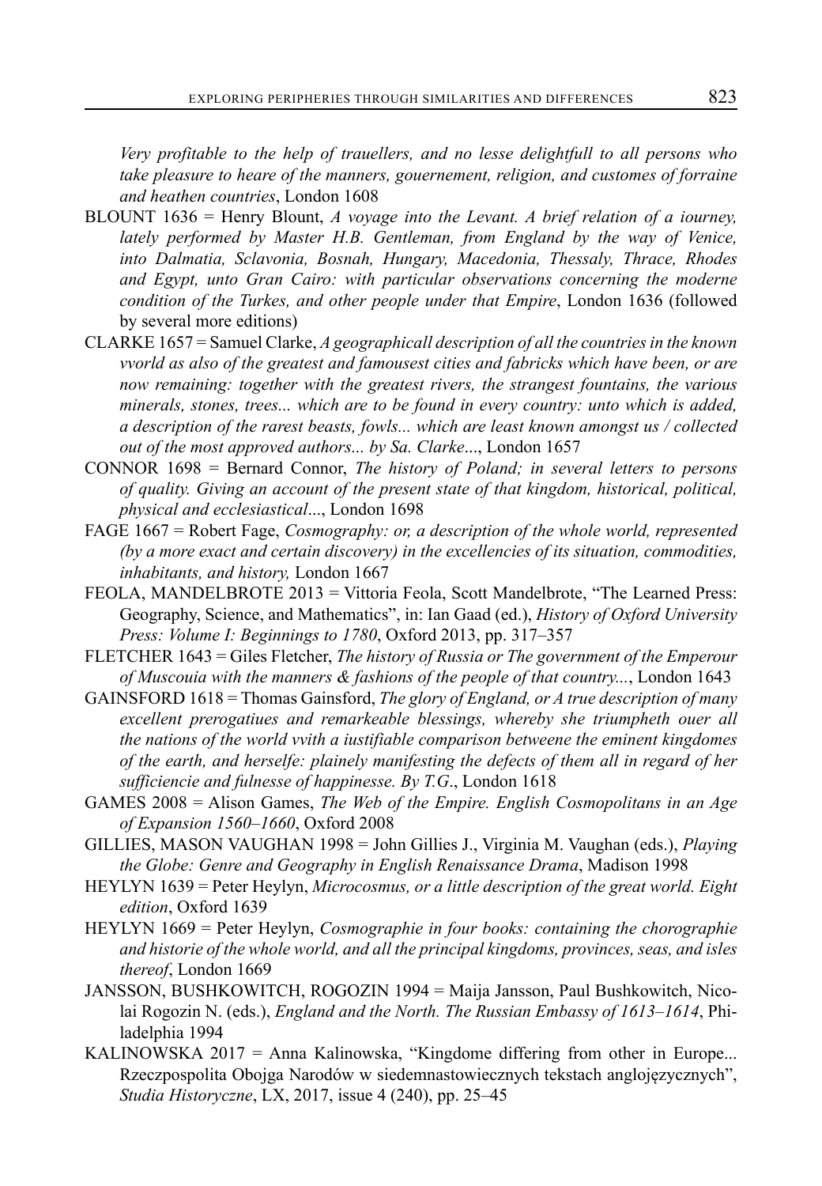*Very profitable to the help of trauellers, and no lesse delightfull to all persons who take pleasure to heare of the manners, gouernement, religion, and customes of forraine and heathen countries*, London 1608

BLOUNT 1636 = Henry Blount, *A voyage into the Levant. A brief relation of a iourney, lately performed by Master H.B. Gentleman, from England by the way of Venice, into Dalmatia, Sclavonia, Bosnah, Hungary, Macedonia, Thessaly, Thrace, Rhodes and Egypt, unto Gran Cairo: with particular observations concerning the moderne condition of the Turkes, and other people under that Empire*, London 1636 (followed by several more editions)

CLARKE 1657 = Samuel Clarke, *A geographicall description of all the countries in the known vvorld as also of the greatest and famousest cities and fabricks which have been, or are now remaining: together with the greatest rivers, the strangest fountains, the various minerals, stones, trees... which are to be found in every country: unto which is added, a description of the rarest beasts, fowls... which are least known amongst us / collected out of the most approved authors... by Sa. Clarke*..., London 1657

CONNOR 1698 = Bernard Connor, *The history of Poland; in several letters to persons of quality. Giving an account of the present state of that kingdom, historical, political, physical and ecclesiastical*..., London 1698

FAGE 1667 = Robert Fage, *Cosmography: or, a description of the whole world, represented (by a more exact and certain discovery) in the excellencies of its situation, commodities, inhabitants, and history,* London 1667

FEOLA, MANDELBROTE 2013 = Vittoria Feola, Scott Mandelbrote, "The Learned Press: Geography, Science, and Mathematics", in: Ian Gaad (ed.), *History of Oxford University Press: Volume I: Beginnings to 1780*, Oxford 2013, pp. 317–357

FLETCHER 1643 = Giles Fletcher, *The history of Russia or The government of the Emperour of Muscouia with the manners & fashions of the people of that country...*, London 1643

GAINSFORD 1618 = Thomas Gainsford, *The glory of England, or A true description of many excellent prerogatiues and remarkeable blessings, whereby she triumpheth ouer all the nations of the world vvith a iustifiable comparison betweene the eminent kingdomes of the earth, and herselfe: plainely manifesting the defects of them all in regard of her sufficiencie and fulnesse of happinesse. By T.G*., London 1618

GAMES 2008 = Alison Games, *The Web of the Empire. English Cosmopolitans in an Age of Expansion 1560–1660*, Oxford 2008

GILLIES, MASON VAUGHAN 1998 = John Gillies J., Virginia M. Vaughan (eds.), *Playing the Globe: Genre and Geography in English Renaissance Drama*, Madison 1998

HEYLYN 1639 = Peter Heylyn, *Microcosmus, or a little description of the great world. Eight edition*, Oxford 1639

HEYLYN 1669 = Peter Heylyn, *Cosmographie in four books: containing the chorographie and historie of the whole world, and all the principal kingdoms, provinces, seas, and isles thereof*, London 1669

JANSSON, BUSHKOWITCH, ROGOZIN 1994 = Maija Jansson, Paul Bushkowitch, Nicolai Rogozin N. (eds.), *England and the North. The Russian Embassy of 1613–1614*, Philadelphia 1994

KALINOWSKA 2017 = Anna Kalinowska, "Kingdome differing from other in Europe... Rzeczpospolita Obojga Narodów w siedemnastowiecznych tekstach anglojęzycznych", *Studia Historyczne*, LX, 2017, issue 4 (240), pp. 25–45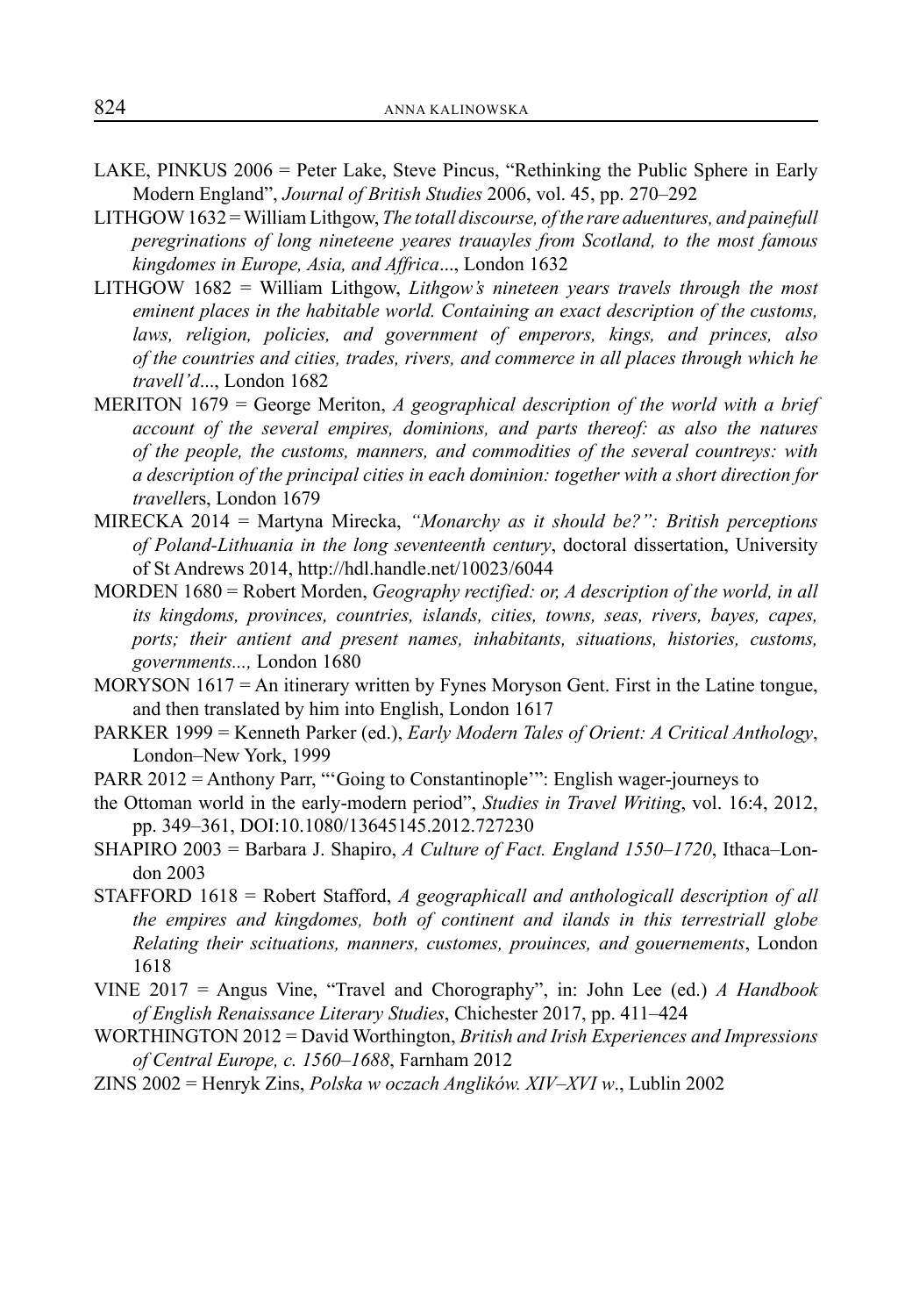LAKE, PINKUS 2006 = Peter Lake, Steve Pincus, "Rethinking the Public Sphere in Early Modern England", *Journal of British Studies* 2006, vol. 45, pp. 270–292

LITHGOW 1632 = William Lithgow, *The totall discourse, of the rare aduentures, and painefull peregrinations of long nineteene yeares trauayles from Scotland, to the most famous kingdomes in Europe, Asia, and Affrica*..., London 1632

LITHGOW 1682 = William Lithgow, *Lithgow's nineteen years travels through the most eminent places in the habitable world. Containing an exact description of the customs, laws, religion, policies, and government of emperors, kings, and princes, also of the countries and cities, trades, rivers, and commerce in all places through which he travell'd*..., London 1682

MERITON 1679 = George Meriton, *A geographical description of the world with a brief account of the several empires, dominions, and parts thereof: as also the natures of the people, the customs, manners, and commodities of the several countreys: with a description of the principal cities in each dominion: together with a short direction for travelle*rs, London 1679

MIRECKA 2014 = Martyna Mirecka, *"Monarchy as it should be?": British perceptions of Poland-Lithuania in the long seventeenth century*, doctoral dissertation, University of St Andrews 2014, http://hdl.handle.net/10023/6044

MORDEN 1680 = Robert Morden, *Geography rectified: or, A description of the world, in all its kingdoms, provinces, countries, islands, cities, towns, seas, rivers, bayes, capes, ports; their antient and present names, inhabitants, situations, histories, customs, governments...,* London 1680

MORYSON 1617 = An itinerary written by Fynes Moryson Gent. First in the Latine tongue, and then translated by him into English, London 1617

PARKER 1999 = Kenneth Parker (ed.), *Early Modern Tales of Orient: A Critical Anthology*, London–New York, 1999

PARR 2012 = Anthony Parr, "'Going to Constantinople'": English wager-journeys to the Ottoman world in the early-modern period", *Studies in Travel Writing*, vol. 16:4, 2012, pp. 349–361, DOI:10.1080/13645145.2012.727230

SHAPIRO 2003 = Barbara J. Shapiro, *A Culture of Fact. England 1550–1720*, Ithaca–London 2003

STAFFORD 1618 = Robert Stafford, *A geographicall and anthologicall description of all the empires and kingdomes, both of continent and ilands in this terrestriall globe Relating their scituations, manners, customes, prouinces, and gouernements*, London 1618

VINE 2017 = Angus Vine, "Travel and Chorography", in: John Lee (ed.) *A Handbook of English Renaissance Literary Studies*, Chichester 2017, pp. 411–424

WORTHINGTON 2012 = David Worthington, *British and Irish Experiences and Impressions of Central Europe, c. 1560–1688*, Farnham 2012

ZINS 2002 = Henryk Zins, *Polska w oczach Anglików. XIV–XVI w*., Lublin 2002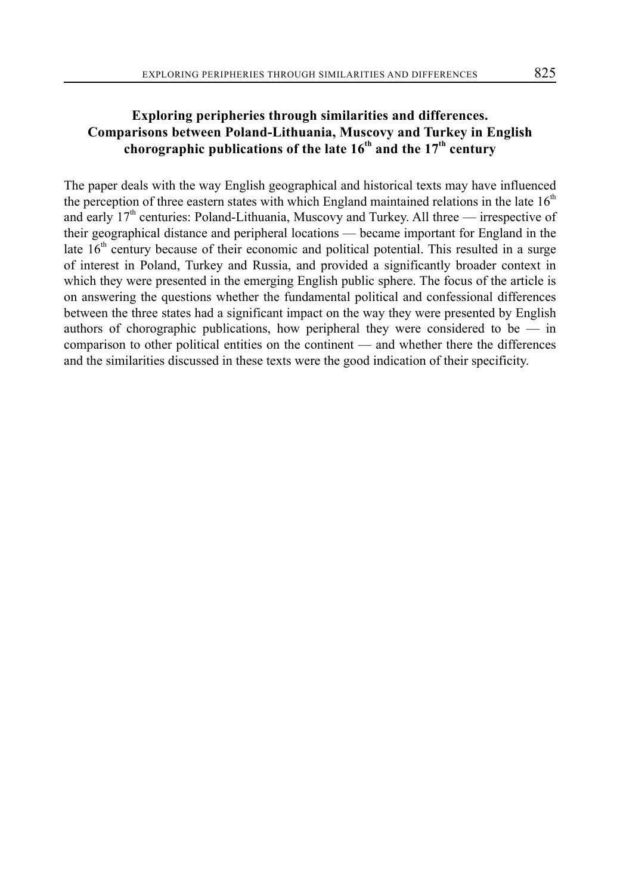**Exploring peripheries through similarities and differences. Comparisons between Poland-Lithuania, Muscovy and Turkey in English chorographic publications of the late 16th and the 17th century**

The paper deals with the way English geographical and historical texts may have influenced the perception of three eastern states with which England maintained relations in the late 16th and early 17th centuries: Poland-Lithuania, Muscovy and Turkey. All three — irrespective of their geographical distance and peripheral locations — became important for England in the late 16th century because of their economic and political potential. This resulted in a surge of interest in Poland, Turkey and Russia, and provided a significantly broader context in which they were presented in the emerging English public sphere. The focus of the article is on answering the questions whether the fundamental political and confessional differences between the three states had a significant impact on the way they were presented by English authors of chorographic publications, how peripheral they were considered to be — in comparison to other political entities on the continent — and whether there the differences and the similarities discussed in these texts were the good indication of their specificity.